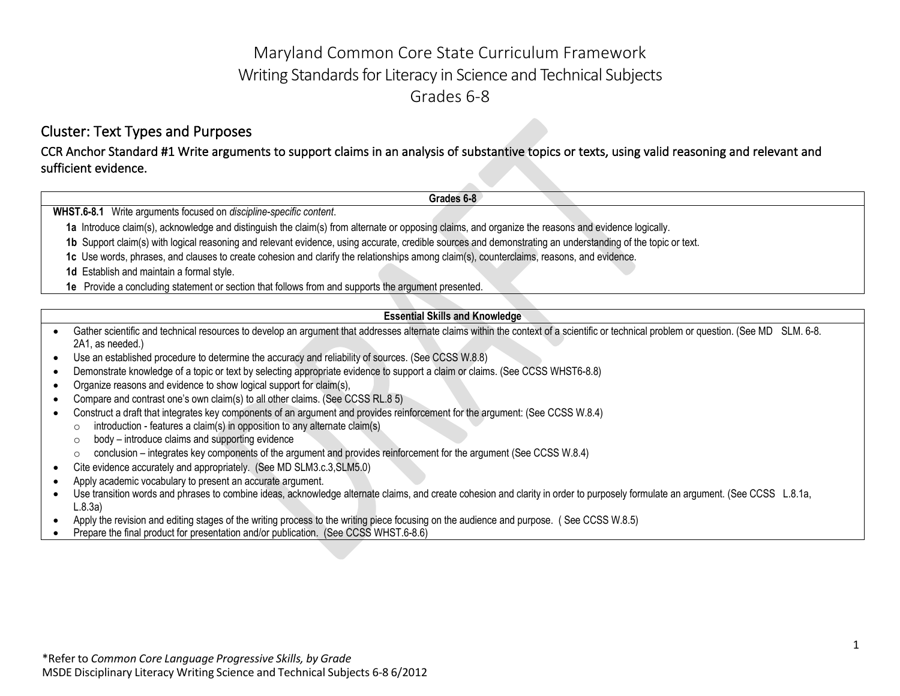# Maryland Common Core State Curriculum Framework
# Writing Standards for Literacy in Science and Technical Subjects
# Grades 6-8

## Cluster: Text Types and Purposes

### CCR Anchor Standard #1 Write arguments to support claims in an analysis of substantive topics or texts, using valid reasoning and relevant and sufficient evidence.

| Grades 6-8 |
|---|
| **WHST.6-8.1** Write arguments focused on *discipline-specific content*. |
| **1a** Introduce claim(s), acknowledge and distinguish the claim(s) from alternate or opposing claims, and organize the reasons and evidence logically. |
| **1b** Support claim(s) with logical reasoning and relevant evidence, using accurate, credible sources and demonstrating an understanding of the topic or text. |
| **1c** Use words, phrases, and clauses to create cohesion and clarify the relationships among claim(s), counterclaims, reasons, and evidence. |
| **1d** Establish and maintain a formal style. |
| **1e** Provide a concluding statement or section that follows from and supports the argument presented. |

**Essential Skills and Knowledge**

- Gather scientific and technical resources to develop an argument that addresses alternate claims within the context of a scientific or technical problem or question. (See MD SLM. 6-8. 2A1, as needed.)
- Use an established procedure to determine the accuracy and reliability of sources. (See CCSS W.8.8)
- Demonstrate knowledge of a topic or text by selecting appropriate evidence to support a claim or claims. (See CCSS WHST6-8.8)
- Organize reasons and evidence to show logical support for claim(s),
- Compare and contrast one's own claim(s) to all other claims. (See CCSS RL.8 5)
- Construct a draft that integrates key components of an argument and provides reinforcement for the argument: (See CCSS W.8.4)
  - introduction - features a claim(s) in opposition to any alternate claim(s)
  - body – introduce claims and supporting evidence
  - conclusion – integrates key components of the argument and provides reinforcement for the argument (See CCSS W.8.4)
- Cite evidence accurately and appropriately. (See MD SLM3.c.3,SLM5.0)
- Apply academic vocabulary to present an accurate argument.
- Use transition words and phrases to combine ideas, acknowledge alternate claims, and create cohesion and clarity in order to purposely formulate an argument. (See CCSS L.8.1a, L.8.3a)
- Apply the revision and editing stages of the writing process to the writing piece focusing on the audience and purpose. ( See CCSS W.8.5)
- Prepare the final product for presentation and/or publication. (See CCSS WHST.6-8.6)

*Refer to *Common Core Language Progressive Skills, by Grade*

MSDE Disciplinary Literacy Writing Science and Technical Subjects 6-8 6/2012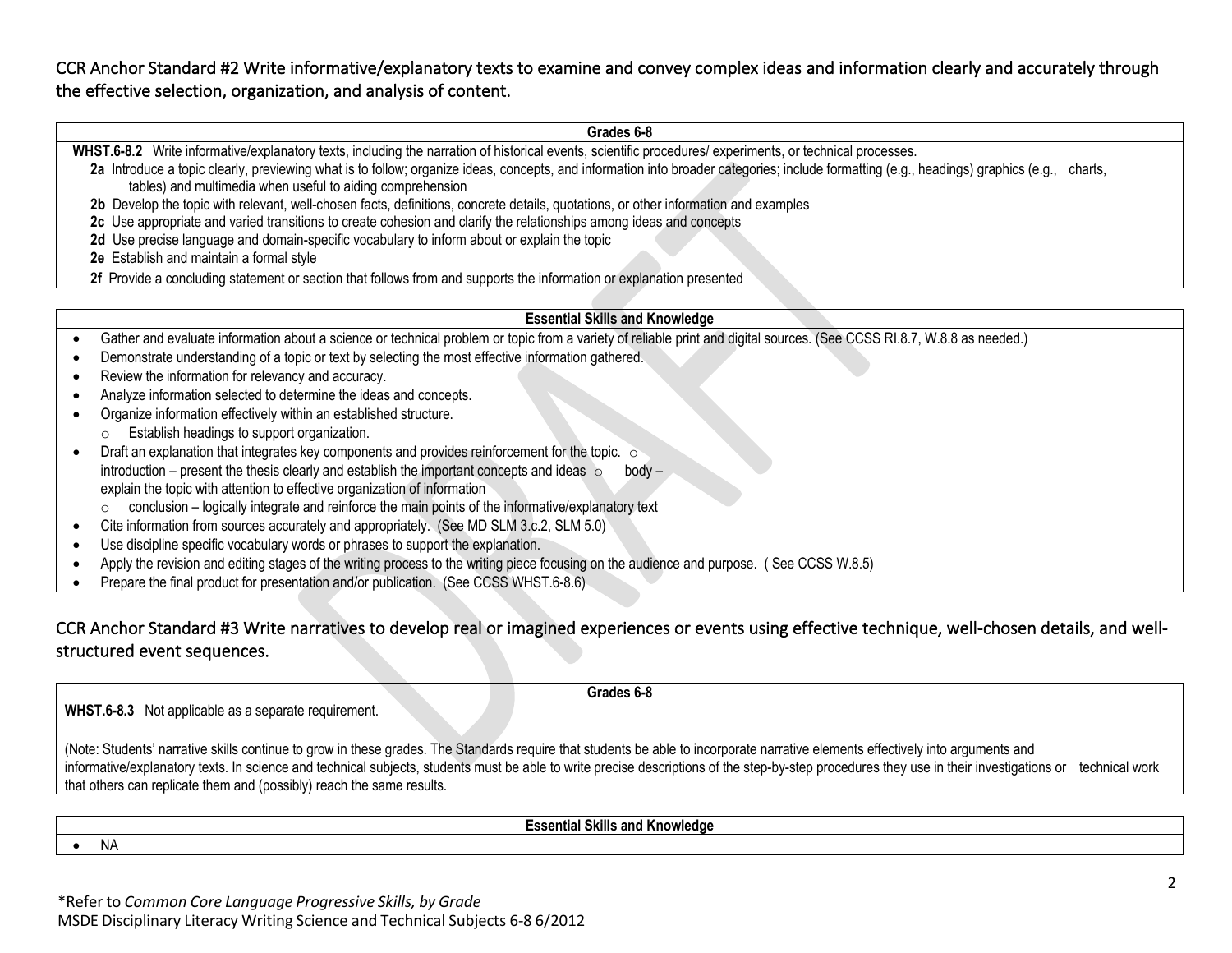## CCR Anchor Standard #2 Write informative/explanatory texts to examine and convey complex ideas and information clearly and accurately through the effective selection, organization, and analysis of content.

| Grades 6-8 |
|---|
| **WHST.6-8.2** Write informative/explanatory texts, including the narration of historical events, scientific procedures/ experiments, or technical processes.<br>**2a** Introduce a topic clearly, previewing what is to follow; organize ideas, concepts, and information into broader categories; include formatting (e.g., headings) graphics (e.g., charts, tables) and multimedia when useful to aiding comprehension<br>**2b** Develop the topic with relevant, well-chosen facts, definitions, concrete details, quotations, or other information and examples<br>**2c** Use appropriate and varied transitions to create cohesion and clarify the relationships among ideas and concepts<br>**2d** Use precise language and domain-specific vocabulary to inform about or explain the topic<br>**2e** Establish and maintain a formal style<br>**2f** Provide a concluding statement or section that follows from and supports the information or explanation presented |

**Essential Skills and Knowledge**

- Gather and evaluate information about a science or technical problem or topic from a variety of reliable print and digital sources. (See CCSS RI.8.7, W.8.8 as needed.)
- Demonstrate understanding of a topic or text by selecting the most effective information gathered.
- Review the information for relevancy and accuracy.
- Analyze information selected to determine the ideas and concepts.
- Organize information effectively within an established structure.
  - Establish headings to support organization.
- Draft an explanation that integrates key components and provides reinforcement for the topic.
  - introduction – present the thesis clearly and establish the important concepts and ideas
  - body – explain the topic with attention to effective organization of information
  - conclusion – logically integrate and reinforce the main points of the informative/explanatory text
- Cite information from sources accurately and appropriately. (See MD SLM 3.c.2, SLM 5.0)
- Use discipline specific vocabulary words or phrases to support the explanation.
- Apply the revision and editing stages of the writing process to the writing piece focusing on the audience and purpose. ( See CCSS W.8.5)
- Prepare the final product for presentation and/or publication. (See CCSS WHST.6-8.6)

## CCR Anchor Standard #3 Write narratives to develop real or imagined experiences or events using effective technique, well-chosen details, and well-structured event sequences.

| Grades 6-8 |
|---|
| **WHST.6-8.3** Not applicable as a separate requirement.<br><br>(Note: Students' narrative skills continue to grow in these grades. The Standards require that students be able to incorporate narrative elements effectively into arguments and informative/explanatory texts. In science and technical subjects, students must be able to write precise descriptions of the step-by-step procedures they use in their investigations or technical work that others can replicate them and (possibly) reach the same results. |

**Essential Skills and Knowledge**

- NA

*Refer to *Common Core Language Progressive Skills, by Grade*
MSDE Disciplinary Literacy Writing Science and Technical Subjects 6-8 6/2012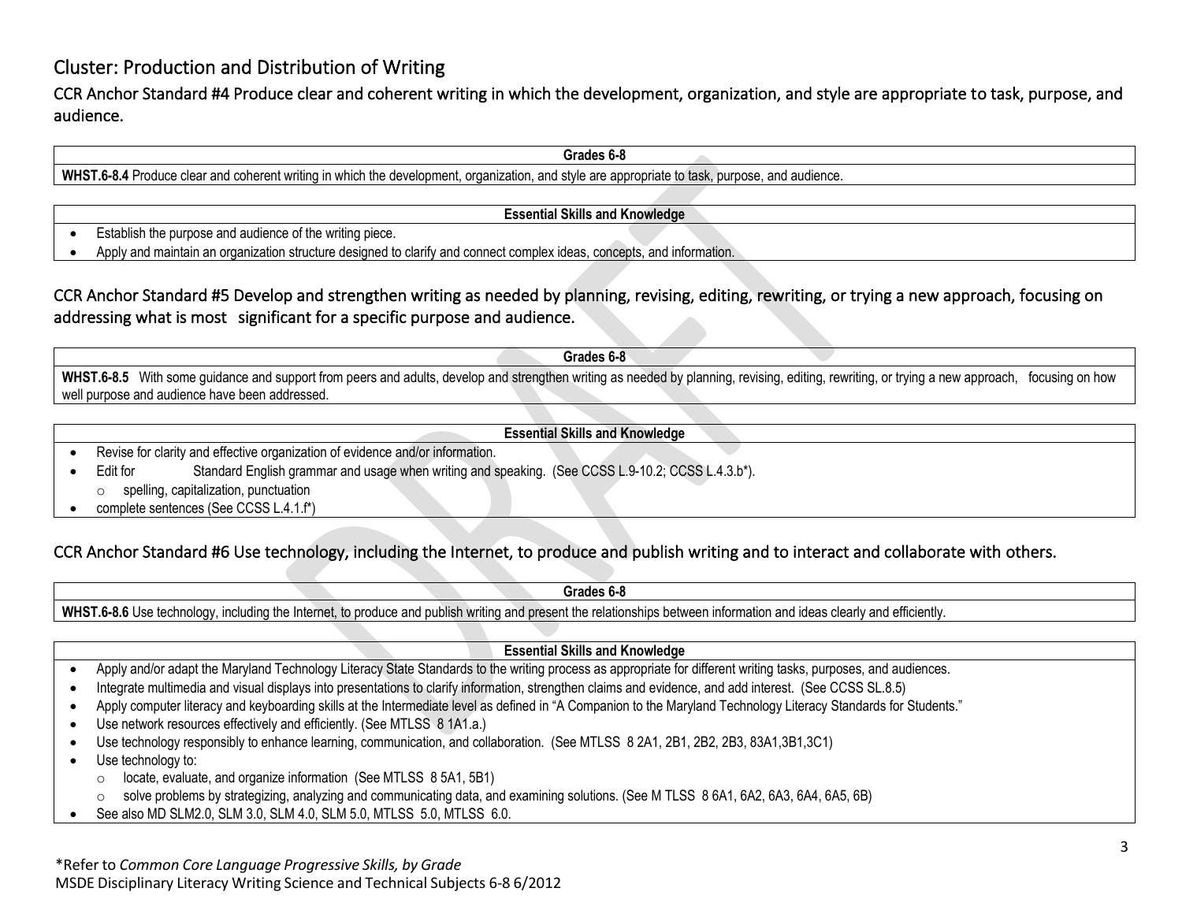## Cluster: Production and Distribution of Writing

### CCR Anchor Standard #4 Produce clear and coherent writing in which the development, organization, and style are appropriate to task, purpose, and audience.

| Grades 6-8 |
|---|
| **WHST.6-8.4** Produce clear and coherent writing in which the development, organization, and style are appropriate to task, purpose, and audience. |

**Essential Skills and Knowledge**

- Establish the purpose and audience of the writing piece.
- Apply and maintain an organization structure designed to clarify and connect complex ideas, concepts, and information.

### CCR Anchor Standard #5 Develop and strengthen writing as needed by planning, revising, editing, rewriting, or trying a new approach, focusing on addressing what is most significant for a specific purpose and audience.

| Grades 6-8 |
|---|
| **WHST.6-8.5** With some guidance and support from peers and adults, develop and strengthen writing as needed by planning, revising, editing, rewriting, or trying a new approach, focusing on how well purpose and audience have been addressed. |

**Essential Skills and Knowledge**

- Revise for clarity and effective organization of evidence and/or information.
- Edit for Standard English grammar and usage when writing and speaking. (See CCSS L.9-10.2; CCSS L.4.3.b*).
  - spelling, capitalization, punctuation
- complete sentences (See CCSS L.4.1.f*)

### CCR Anchor Standard #6 Use technology, including the Internet, to produce and publish writing and to interact and collaborate with others.

| Grades 6-8 |
|---|
| **WHST.6-8.6** Use technology, including the Internet, to produce and publish writing and present the relationships between information and ideas clearly and efficiently. |

**Essential Skills and Knowledge**

- Apply and/or adapt the Maryland Technology Literacy State Standards to the writing process as appropriate for different writing tasks, purposes, and audiences.
- Integrate multimedia and visual displays into presentations to clarify information, strengthen claims and evidence, and add interest. (See CCSS SL.8.5)
- Apply computer literacy and keyboarding skills at the Intermediate level as defined in "A Companion to the Maryland Technology Literacy Standards for Students."
- Use network resources effectively and efficiently. (See MTLSS 8 1A1a.)
- Use technology responsibly to enhance learning, communication, and collaboration. (See MTLSS 8 2A1, 2B1, 2B2, 2B3, 83A1,3B1,3C1)
- Use technology to:
  - locate, evaluate, and organize information (See MTLSS 8 5A1, 5B1)
  - solve problems by strategizing, analyzing and communicating data, and examining solutions. (See M TLSS 8 6A1, 6A2, 6A3, 6A4, 6A5, 6B)
- See also MD SLM2.0, SLM 3.0, SLM 4.0, SLM 5.0, MTLSS 5.0, MTLSS 6.0.

*Refer to *Common Core Language Progressive Skills, by Grade*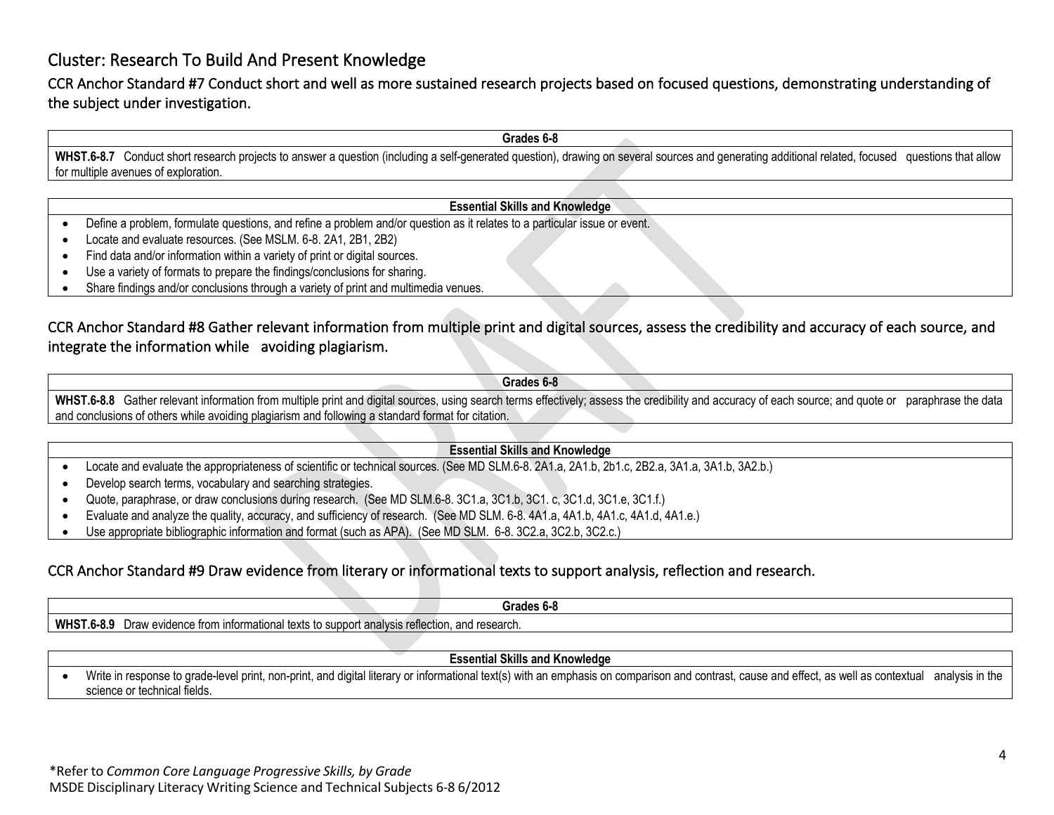## Cluster: Research To Build And Present Knowledge

### CCR Anchor Standard #7 Conduct short and well as more sustained research projects based on focused questions, demonstrating understanding of the subject under investigation.

| Grades 6-8 |
|---|
| **WHST.6-8.7** Conduct short research projects to answer a question (including a self-generated question), drawing on several sources and generating additional related, focused questions that allow for multiple avenues of exploration. |

| Essential Skills and Knowledge |
|---|
| • Define a problem, formulate questions, and refine a problem and/or question as it relates to a particular issue or event.<br>• Locate and evaluate resources. (See MSLM. 6-8. 2A1, 2B1, 2B2)<br>• Find data and/or information within a variety of print or digital sources.<br>• Use a variety of formats to prepare the findings/conclusions for sharing.<br>• Share findings and/or conclusions through a variety of print and multimedia venues. |

### CCR Anchor Standard #8 Gather relevant information from multiple print and digital sources, assess the credibility and accuracy of each source, and integrate the information while avoiding plagiarism.

| Grades 6-8 |
|---|
| **WHST.6-8.8** Gather relevant information from multiple print and digital sources, using search terms effectively; assess the credibility and accuracy of each source; and quote or paraphrase the data and conclusions of others while avoiding plagiarism and following a standard format for citation. |

| Essential Skills and Knowledge |
|---|
| • Locate and evaluate the appropriateness of scientific or technical sources. (See MD SLM.6-8. 2A1.a, 2A1.b, 2b1.c, 2B2.a, 3A1.a, 3A1.b, 3A2.b.)<br>• Develop search terms, vocabulary and searching strategies.<br>• Quote, paraphrase, or draw conclusions during research. (See MD SLM.6-8. 3C1.a, 3C1.b, 3C1. c, 3C1.d, 3C1.e, 3C1.f.)<br>• Evaluate and analyze the quality, accuracy, and sufficiency of research. (See MD SLM. 6-8. 4A1.a, 4A1.b, 4A1.c, 4A1.d, 4A1.e.)<br>• Use appropriate bibliographic information and format (such as APA). (See MD SLM. 6-8. 3C2.a, 3C2.b, 3C2.c.) |

### CCR Anchor Standard #9 Draw evidence from literary or informational texts to support analysis, reflection and research.

| Grades 6-8 |
|---|
| **WHST.6-8.9** Draw evidence from informational texts to support analysis reflection, and research. |

| Essential Skills and Knowledge |
|---|
| • Write in response to grade-level print, non-print, and digital literary or informational text(s) with an emphasis on comparison and contrast, cause and effect, as well as contextual analysis in the science or technical fields. |

*Refer to *Common Core Language Progressive Skills, by Grade*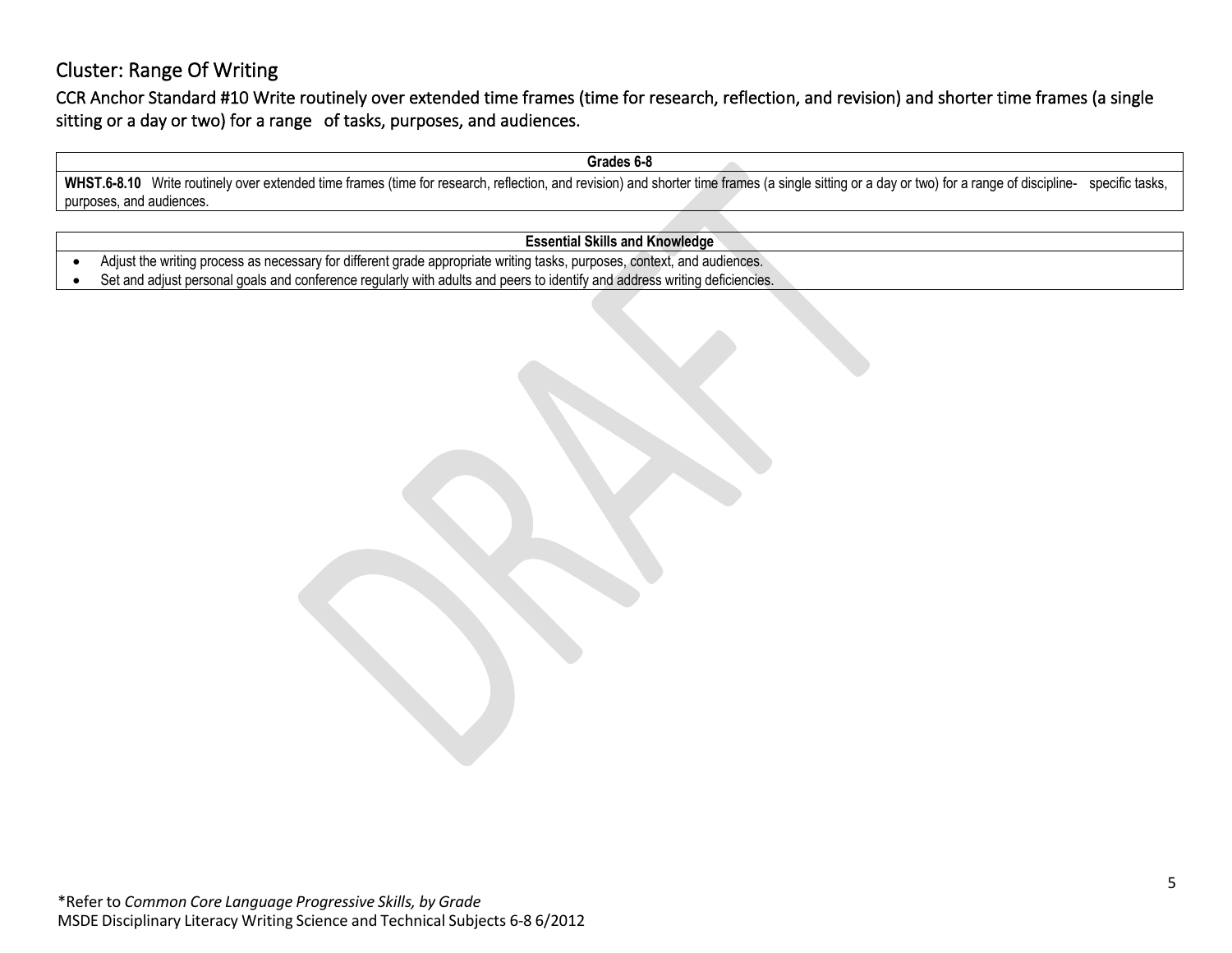## Cluster: Range Of Writing

### CCR Anchor Standard #10 Write routinely over extended time frames (time for research, reflection, and revision) and shorter time frames (a single sitting or a day or two) for a range of tasks, purposes, and audiences.

| Grades 6-8 |
| --- |
| **WHST.6-8.10** Write routinely over extended time frames (time for research, reflection, and revision) and shorter time frames (a single sitting or a day or two) for a range of discipline- specific tasks, purposes, and audiences. |

| Essential Skills and Knowledge |
| --- |
| • Adjust the writing process as necessary for different grade appropriate writing tasks, purposes, context, and audiences.<br>• Set and adjust personal goals and conference regularly with adults and peers to identify and address writing deficiencies. |

*Refer to *Common Core Language Progressive Skills, by Grade*

MSDE Disciplinary Literacy Writing Science and Technical Subjects 6-8 6/2012